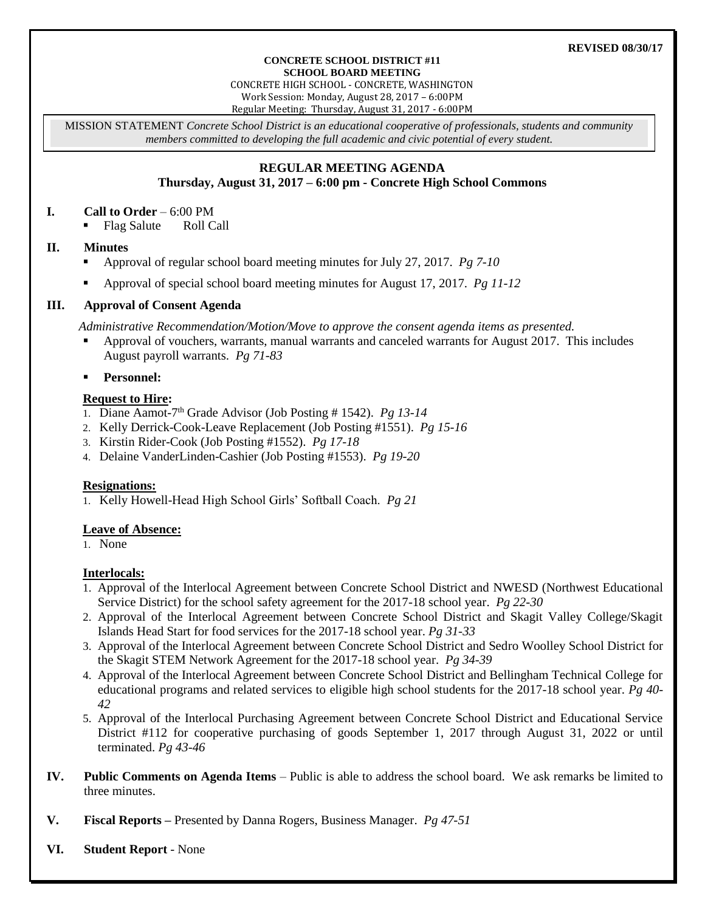**REVISED 08/30/17**

**CONCRETE SCHOOL DISTRICT #11**
**SCHOOL BOARD MEETING**
CONCRETE HIGH SCHOOL - CONCRETE, WASHINGTON
Work Session: Monday, August 28, 2017 – 6:00PM
Regular Meeting: Thursday, August 31, 2017 - 6:00PM

MISSION STATEMENT *Concrete School District is an educational cooperative of professionals, students and community members committed to developing the full academic and civic potential of every student.*

## REGULAR MEETING AGENDA
### Thursday, August 31, 2017 – 6:00 pm - Concrete High School Commons

**I. Call to Order** – 6:00 PM

- Flag Salute Roll Call

**II. Minutes**

- Approval of regular school board meeting minutes for July 27, 2017. *Pg 7-10*
- Approval of special school board meeting minutes for August 17, 2017. *Pg 11-12*

**III. Approval of Consent Agenda**

*Administrative Recommendation/Motion/Move to approve the consent agenda items as presented.*

- Approval of vouchers, warrants, manual warrants and canceled warrants for August 2017. This includes August payroll warrants. *Pg 71-83*
- **Personnel:**

**Request to Hire:**

1. Diane Aamot-7th Grade Advisor (Job Posting # 1542). *Pg 13-14*
2. Kelly Derrick-Cook-Leave Replacement (Job Posting #1551). *Pg 15-16*
3. Kirstin Rider-Cook (Job Posting #1552). *Pg 17-18*
4. Delaine VanderLinden-Cashier (Job Posting #1553). *Pg 19-20*

**Resignations:**

1. Kelly Howell-Head High School Girls' Softball Coach. *Pg 21*

**Leave of Absence:**

1. None

**Interlocals:**

1. Approval of the Interlocal Agreement between Concrete School District and NWESD (Northwest Educational Service District) for the school safety agreement for the 2017-18 school year. *Pg 22-30*
2. Approval of the Interlocal Agreement between Concrete School District and Skagit Valley College/Skagit Islands Head Start for food services for the 2017-18 school year. *Pg 31-33*
3. Approval of the Interlocal Agreement between Concrete School District and Sedro Woolley School District for the Skagit STEM Network Agreement for the 2017-18 school year. *Pg 34-39*
4. Approval of the Interlocal Agreement between Concrete School District and Bellingham Technical College for educational programs and related services to eligible high school students for the 2017-18 school year. *Pg 40-42*
5. Approval of the Interlocal Purchasing Agreement between Concrete School District and Educational Service District #112 for cooperative purchasing of goods September 1, 2017 through August 31, 2022 or until terminated. *Pg 43-46*

**IV. Public Comments on Agenda Items** – Public is able to address the school board. We ask remarks be limited to three minutes.

**V. Fiscal Reports –** Presented by Danna Rogers, Business Manager. *Pg 47-51*

**VI. Student Report** - None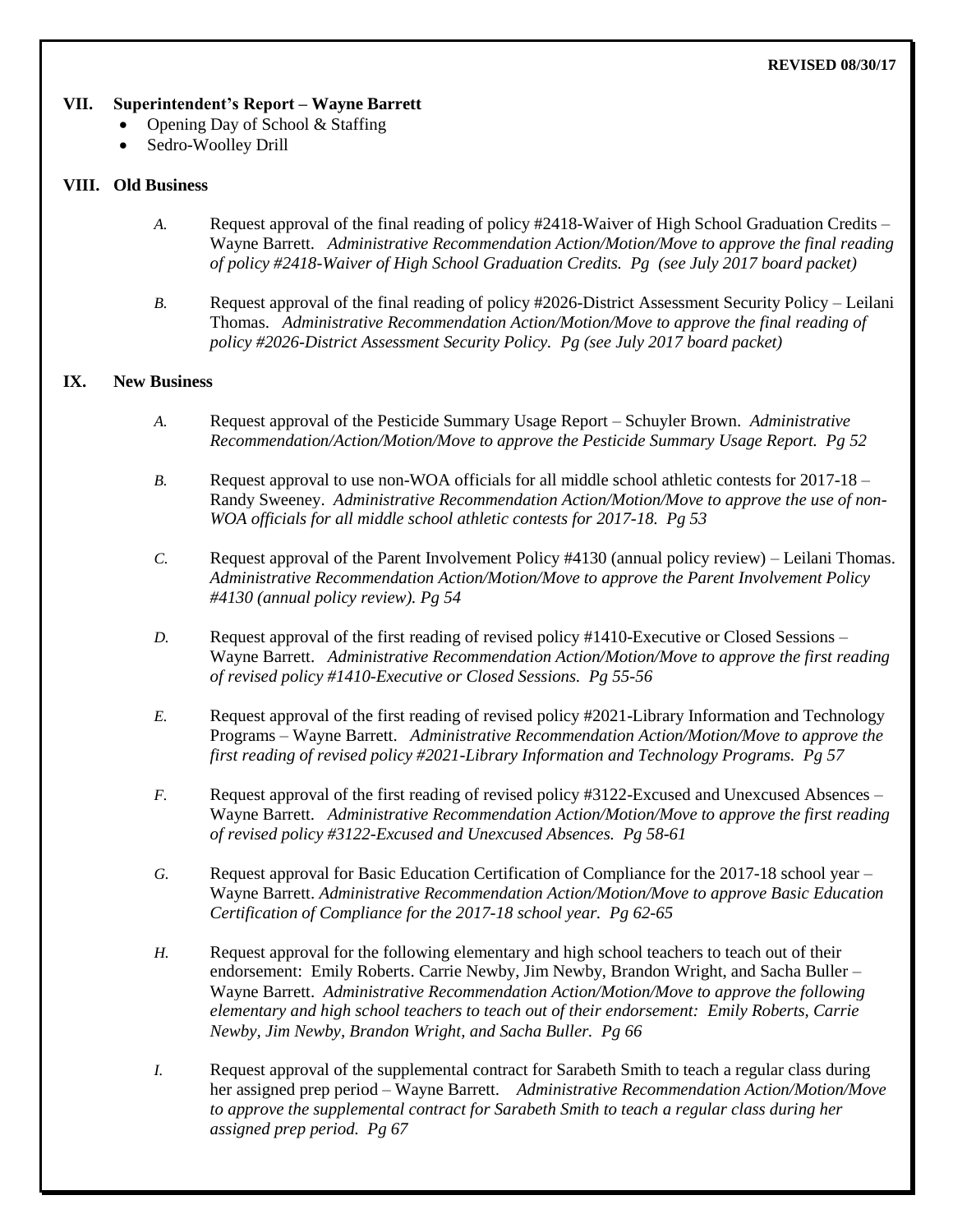**REVISED 08/30/17**

## VII. Superintendent's Report – Wayne Barrett

- Opening Day of School & Staffing
- Sedro-Woolley Drill

## VIII. Old Business

*A.* Request approval of the final reading of policy #2418-Waiver of High School Graduation Credits – Wayne Barrett. *Administrative Recommendation Action/Motion/Move to approve the final reading of policy #2418-Waiver of High School Graduation Credits. Pg (see July 2017 board packet)*

*B.* Request approval of the final reading of policy #2026-District Assessment Security Policy – Leilani Thomas. *Administrative Recommendation Action/Motion/Move to approve the final reading of policy #2026-District Assessment Security Policy. Pg (see July 2017 board packet)*

## IX. New Business

*A.* Request approval of the Pesticide Summary Usage Report – Schuyler Brown. *Administrative Recommendation/Action/Motion/Move to approve the Pesticide Summary Usage Report. Pg 52*

*B.* Request approval to use non-WOA officials for all middle school athletic contests for 2017-18 – Randy Sweeney. *Administrative Recommendation Action/Motion/Move to approve the use of non-WOA officials for all middle school athletic contests for 2017-18. Pg 53*

*C.* Request approval of the Parent Involvement Policy #4130 (annual policy review) – Leilani Thomas. *Administrative Recommendation Action/Motion/Move to approve the Parent Involvement Policy #4130 (annual policy review). Pg 54*

*D.* Request approval of the first reading of revised policy #1410-Executive or Closed Sessions – Wayne Barrett. *Administrative Recommendation Action/Motion/Move to approve the first reading of revised policy #1410-Executive or Closed Sessions. Pg 55-56*

*E.* Request approval of the first reading of revised policy #2021-Library Information and Technology Programs – Wayne Barrett. *Administrative Recommendation Action/Motion/Move to approve the first reading of revised policy #2021-Library Information and Technology Programs. Pg 57*

*F.* Request approval of the first reading of revised policy #3122-Excused and Unexcused Absences – Wayne Barrett. *Administrative Recommendation Action/Motion/Move to approve the first reading of revised policy #3122-Excused and Unexcused Absences. Pg 58-61*

*G.* Request approval for Basic Education Certification of Compliance for the 2017-18 school year – Wayne Barrett. *Administrative Recommendation Action/Motion/Move to approve Basic Education Certification of Compliance for the 2017-18 school year. Pg 62-65*

*H.* Request approval for the following elementary and high school teachers to teach out of their endorsement: Emily Roberts. Carrie Newby, Jim Newby, Brandon Wright, and Sacha Buller – Wayne Barrett. *Administrative Recommendation Action/Motion/Move to approve the following elementary and high school teachers to teach out of their endorsement: Emily Roberts, Carrie Newby, Jim Newby, Brandon Wright, and Sacha Buller. Pg 66*

*I.* Request approval of the supplemental contract for Sarabeth Smith to teach a regular class during her assigned prep period – Wayne Barrett. *Administrative Recommendation Action/Motion/Move to approve the supplemental contract for Sarabeth Smith to teach a regular class during her assigned prep period. Pg 67*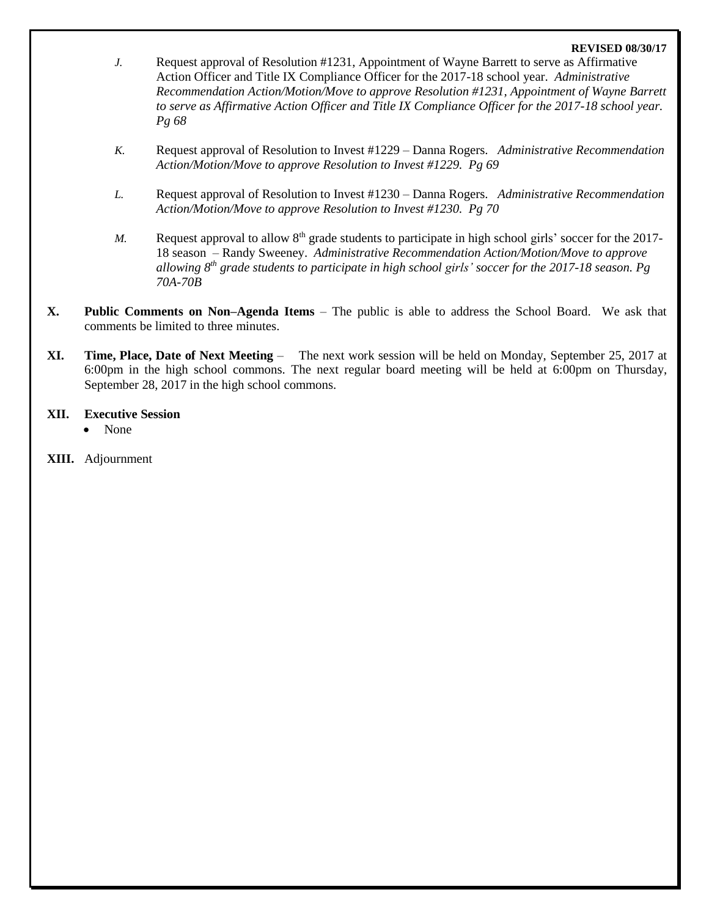**REVISED 08/30/17**

*J.* Request approval of Resolution #1231, Appointment of Wayne Barrett to serve as Affirmative Action Officer and Title IX Compliance Officer for the 2017-18 school year. *Administrative Recommendation Action/Motion/Move to approve Resolution #1231, Appointment of Wayne Barrett to serve as Affirmative Action Officer and Title IX Compliance Officer for the 2017-18 school year. Pg 68*

*K.* Request approval of Resolution to Invest #1229 – Danna Rogers. *Administrative Recommendation Action/Motion/Move to approve Resolution to Invest #1229. Pg 69*

*L.* Request approval of Resolution to Invest #1230 – Danna Rogers. *Administrative Recommendation Action/Motion/Move to approve Resolution to Invest #1230. Pg 70*

*M.* Request approval to allow 8th grade students to participate in high school girls' soccer for the 2017-18 season – Randy Sweeney. *Administrative Recommendation Action/Motion/Move to approve allowing 8th grade students to participate in high school girls' soccer for the 2017-18 season. Pg 70A-70B*

**X. Public Comments on Non–Agenda Items** – The public is able to address the School Board. We ask that comments be limited to three minutes.

**XI. Time, Place, Date of Next Meeting** – The next work session will be held on Monday, September 25, 2017 at 6:00pm in the high school commons. The next regular board meeting will be held at 6:00pm on Thursday, September 28, 2017 in the high school commons.

**XII. Executive Session**

- None

**XIII.** Adjournment